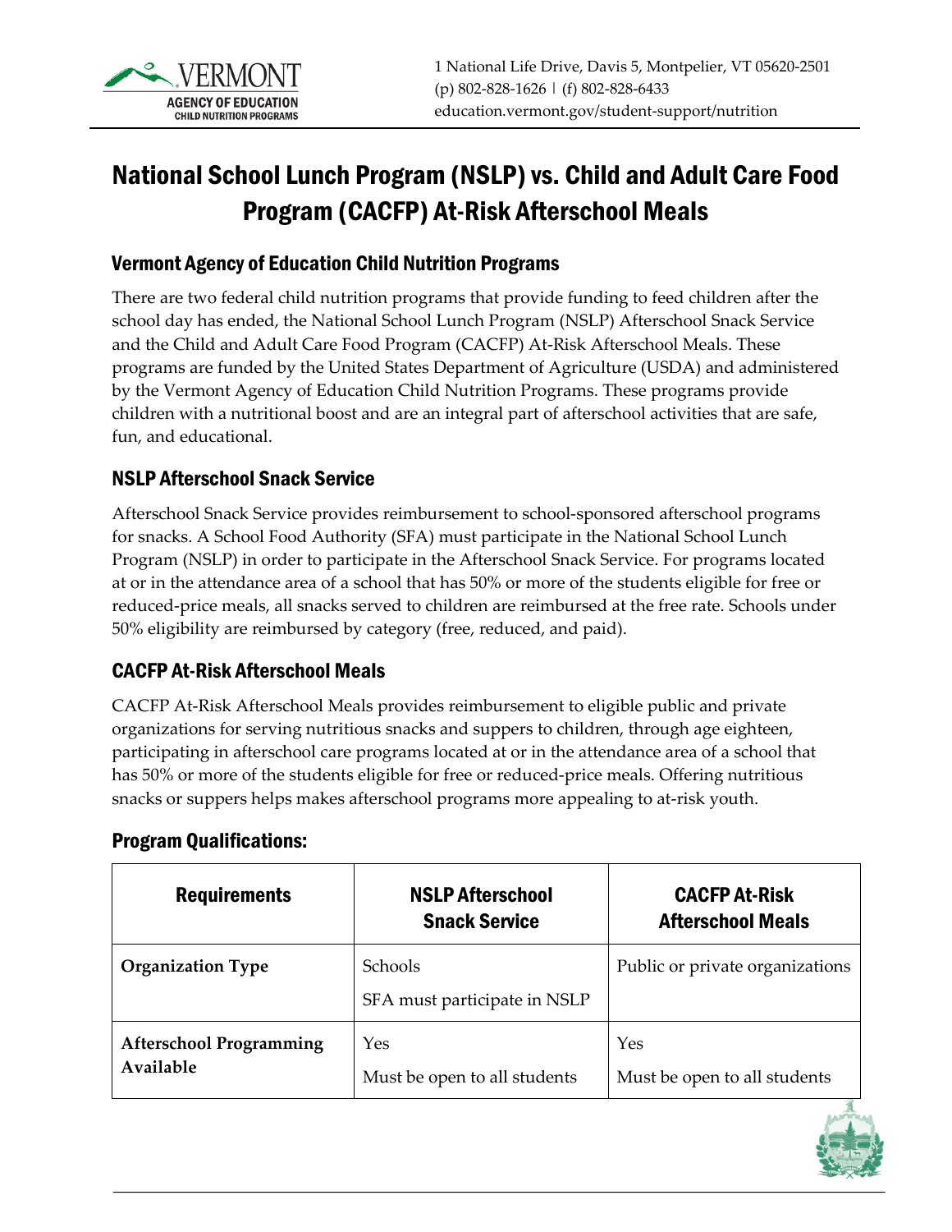# National School Lunch Program (NSLP) vs. Child and Adult Care Food Program (CACFP) At-Risk Afterschool Meals

## Vermont Agency of Education Child Nutrition Programs

There are two federal child nutrition programs that provide funding to feed children after the school day has ended, the National School Lunch Program (NSLP) Afterschool Snack Service and the Child and Adult Care Food Program (CACFP) At-Risk Afterschool Meals. These programs are funded by the United States Department of Agriculture (USDA) and administered by the Vermont Agency of Education Child Nutrition Programs. These programs provide children with a nutritional boost and are an integral part of afterschool activities that are safe, fun, and educational.

## NSLP Afterschool Snack Service

Afterschool Snack Service provides reimbursement to school-sponsored afterschool programs for snacks. A School Food Authority (SFA) must participate in the National School Lunch Program (NSLP) in order to participate in the Afterschool Snack Service. For programs located at or in the attendance area of a school that has 50% or more of the students eligible for free or reduced-price meals, all snacks served to children are reimbursed at the free rate. Schools under 50% eligibility are reimbursed by category (free, reduced, and paid).

## CACFP At-Risk Afterschool Meals

CACFP At-Risk Afterschool Meals provides reimbursement to eligible public and private organizations for serving nutritious snacks and suppers to children, through age eighteen, participating in afterschool care programs located at or in the attendance area of a school that has 50% or more of the students eligible for free or reduced-price meals. Offering nutritious snacks or suppers helps makes afterschool programs more appealing to at-risk youth.

## Program Qualifications:

| Requirements | NSLP Afterschool Snack Service | CACFP At-Risk Afterschool Meals |
|---|---|---|
| **Organization Type** | Schools<br>SFA must participate in NSLP | Public or private organizations |
| **Afterschool Programming Available** | Yes<br>Must be open to all students | Yes<br>Must be open to all students |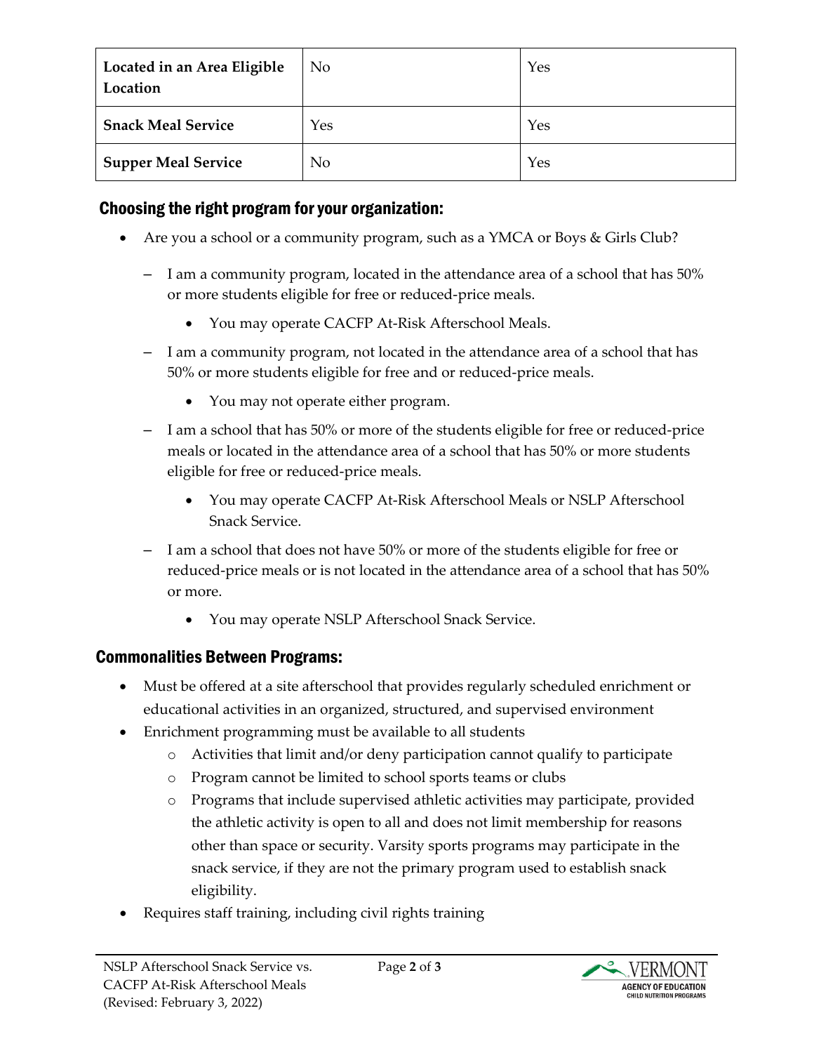| | | |
|---|---|---|
| **Located in an Area Eligible Location** | No | Yes |
| **Snack Meal Service** | Yes | Yes |
| **Supper Meal Service** | No | Yes |

## Choosing the right program for your organization:

- Are you a school or a community program, such as a YMCA or Boys & Girls Club?
  - I am a community program, located in the attendance area of a school that has 50% or more students eligible for free or reduced-price meals.
    - You may operate CACFP At-Risk Afterschool Meals.
  - I am a community program, not located in the attendance area of a school that has 50% or more students eligible for free and or reduced-price meals.
    - You may not operate either program.
  - I am a school that has 50% or more of the students eligible for free or reduced-price meals or located in the attendance area of a school that has 50% or more students eligible for free or reduced-price meals.
    - You may operate CACFP At-Risk Afterschool Meals or NSLP Afterschool Snack Service.
  - I am a school that does not have 50% or more of the students eligible for free or reduced-price meals or is not located in the attendance area of a school that has 50% or more.
    - You may operate NSLP Afterschool Snack Service.

## Commonalities Between Programs:

- Must be offered at a site afterschool that provides regularly scheduled enrichment or educational activities in an organized, structured, and supervised environment
- Enrichment programming must be available to all students
  - Activities that limit and/or deny participation cannot qualify to participate
  - Program cannot be limited to school sports teams or clubs
  - Programs that include supervised athletic activities may participate, provided the athletic activity is open to all and does not limit membership for reasons other than space or security. Varsity sports programs may participate in the snack service, if they are not the primary program used to establish snack eligibility.
- Requires staff training, including civil rights training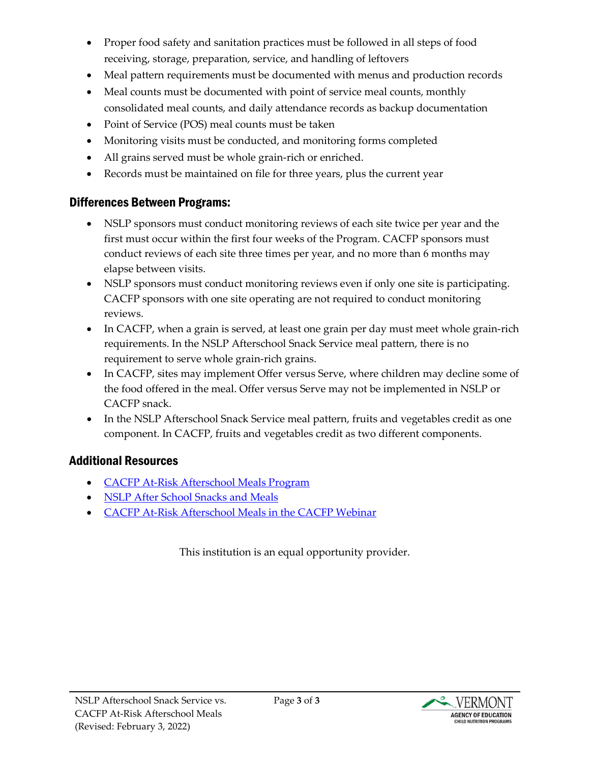- Proper food safety and sanitation practices must be followed in all steps of food receiving, storage, preparation, service, and handling of leftovers
- Meal pattern requirements must be documented with menus and production records
- Meal counts must be documented with point of service meal counts, monthly consolidated meal counts, and daily attendance records as backup documentation
- Point of Service (POS) meal counts must be taken
- Monitoring visits must be conducted, and monitoring forms completed
- All grains served must be whole grain-rich or enriched.
- Records must be maintained on file for three years, plus the current year

## Differences Between Programs:

- NSLP sponsors must conduct monitoring reviews of each site twice per year and the first must occur within the first four weeks of the Program. CACFP sponsors must conduct reviews of each site three times per year, and no more than 6 months may elapse between visits.
- NSLP sponsors must conduct monitoring reviews even if only one site is participating. CACFP sponsors with one site operating are not required to conduct monitoring reviews.
- In CACFP, when a grain is served, at least one grain per day must meet whole grain-rich requirements. In the NSLP Afterschool Snack Service meal pattern, there is no requirement to serve whole grain-rich grains.
- In CACFP, sites may implement Offer versus Serve, where children may decline some of the food offered in the meal. Offer versus Serve may not be implemented in NSLP or CACFP snack.
- In the NSLP Afterschool Snack Service meal pattern, fruits and vegetables credit as one component. In CACFP, fruits and vegetables credit as two different components.

## Additional Resources

- CACFP At-Risk Afterschool Meals Program
- NSLP After School Snacks and Meals
- CACFP At-Risk Afterschool Meals in the CACFP Webinar

This institution is an equal opportunity provider.